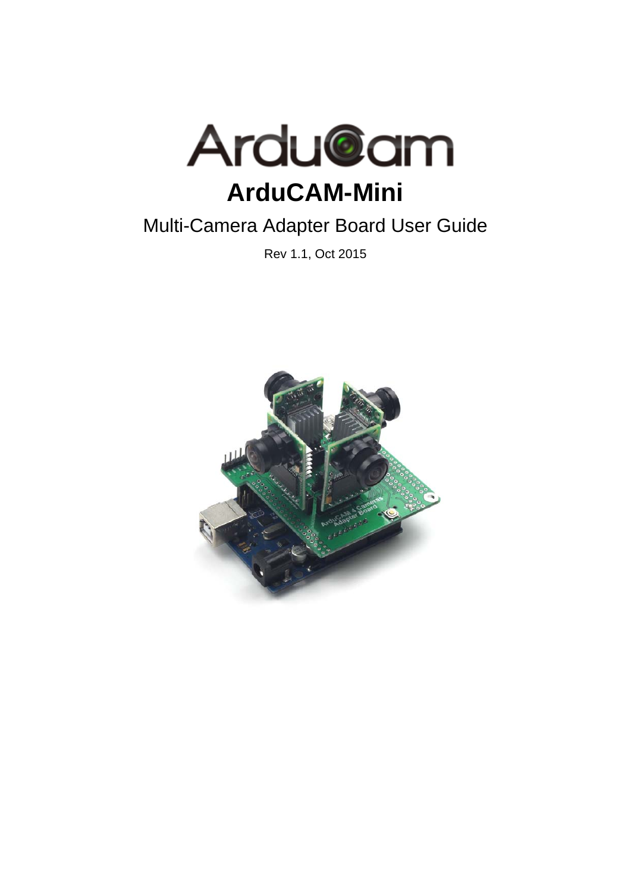# ArduCAM-Mini

## Multi-Camera Adapter Board User Guide

Rev 1.1, Oct 2015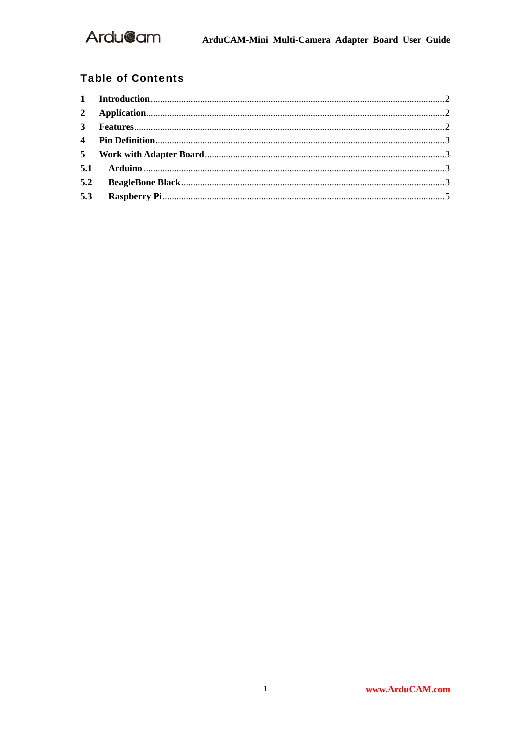## Table of Contents

1 Introduction ........ 2
2 Application ........ 2
3 Features ........ 2
4 Pin Definition ........ 3
5 Work with Adapter Board ........ 3
5.1 Arduino ........ 3
5.2 BeagleBone Black ........ 3
5.3 Raspberry Pi ........ 5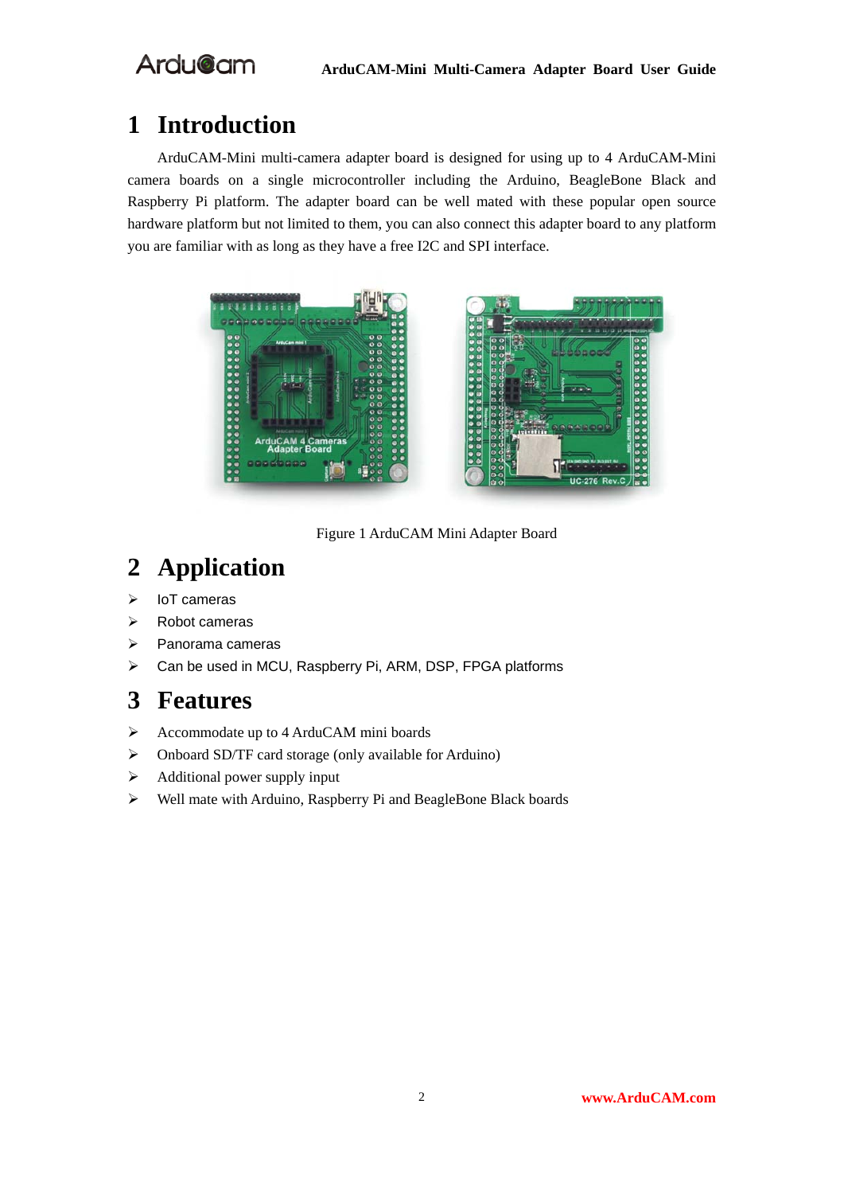# 1 Introduction

ArduCAM-Mini multi-camera adapter board is designed for using up to 4 ArduCAM-Mini camera boards on a single microcontroller including the Arduino, BeagleBone Black and Raspberry Pi platform. The adapter board can be well mated with these popular open source hardware platform but not limited to them, you can also connect this adapter board to any platform you are familiar with as long as they have a free I2C and SPI interface.

Figure 1 ArduCAM Mini Adapter Board

# 2 Application

- IoT cameras
- Robot cameras
- Panorama cameras
- Can be used in MCU, Raspberry Pi, ARM, DSP, FPGA platforms

# 3 Features

- Accommodate up to 4 ArduCAM mini boards
- Onboard SD/TF card storage (only available for Arduino)
- Additional power supply input
- Well mate with Arduino, Raspberry Pi and BeagleBone Black boards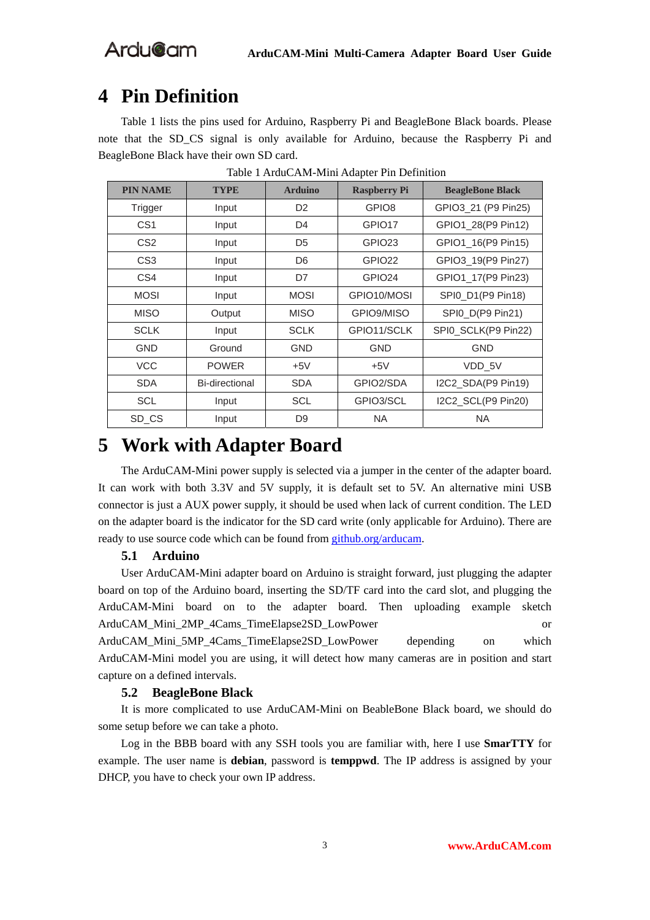# 4 Pin Definition

Table 1 lists the pins used for Arduino, Raspberry Pi and BeagleBone Black boards. Please note that the SD_CS signal is only available for Arduino, because the Raspberry Pi and BeagleBone Black have their own SD card.

Table 1 ArduCAM-Mini Adapter Pin Definition

| PIN NAME | TYPE | Arduino | Raspberry Pi | BeagleBone Black |
|---|---|---|---|---|
| Trigger | Input | D2 | GPIO8 | GPIO3_21 (P9 Pin25) |
| CS1 | Input | D4 | GPIO17 | GPIO1_28(P9 Pin12) |
| CS2 | Input | D5 | GPIO23 | GPIO1_16(P9 Pin15) |
| CS3 | Input | D6 | GPIO22 | GPIO3_19(P9 Pin27) |
| CS4 | Input | D7 | GPIO24 | GPIO1_17(P9 Pin23) |
| MOSI | Input | MOSI | GPIO10/MOSI | SPI0_D1(P9 Pin18) |
| MISO | Output | MISO | GPIO9/MISO | SPI0_D(P9 Pin21) |
| SCLK | Input | SCLK | GPIO11/SCLK | SPI0_SCLK(P9 Pin22) |
| GND | Ground | GND | GND | GND |
| VCC | POWER | +5V | +5V | VDD_5V |
| SDA | Bi-directional | SDA | GPIO2/SDA | I2C2_SDA(P9 Pin19) |
| SCL | Input | SCL | GPIO3/SCL | I2C2_SCL(P9 Pin20) |
| SD_CS | Input | D9 | NA | NA |

# 5 Work with Adapter Board

The ArduCAM-Mini power supply is selected via a jumper in the center of the adapter board. It can work with both 3.3V and 5V supply, it is default set to 5V. An alternative mini USB connector is just a AUX power supply, it should be used when lack of current condition. The LED on the adapter board is the indicator for the SD card write (only applicable for Arduino). There are ready to use source code which can be found from [github.org/arducam](github.org/arducam).

## 5.1 Arduino

User ArduCAM-Mini adapter board on Arduino is straight forward, just plugging the adapter board on top of the Arduino board, inserting the SD/TF card into the card slot, and plugging the ArduCAM-Mini board on to the adapter board. Then uploading example sketch ArduCAM_Mini_2MP_4Cams_TimeElapse2SD_LowPower or ArduCAM_Mini_5MP_4Cams_TimeElapse2SD_LowPower depending on which ArduCAM-Mini model you are using, it will detect how many cameras are in position and start capture on a defined intervals.

## 5.2 BeagleBone Black

It is more complicated to use ArduCAM-Mini on BeableBone Black board, we should do some setup before we can take a photo.

Log in the BBB board with any SSH tools you are familiar with, here I use **SmarTTY** for example. The user name is **debian**, password is **temppwd**. The IP address is assigned by your DHCP, you have to check your own IP address.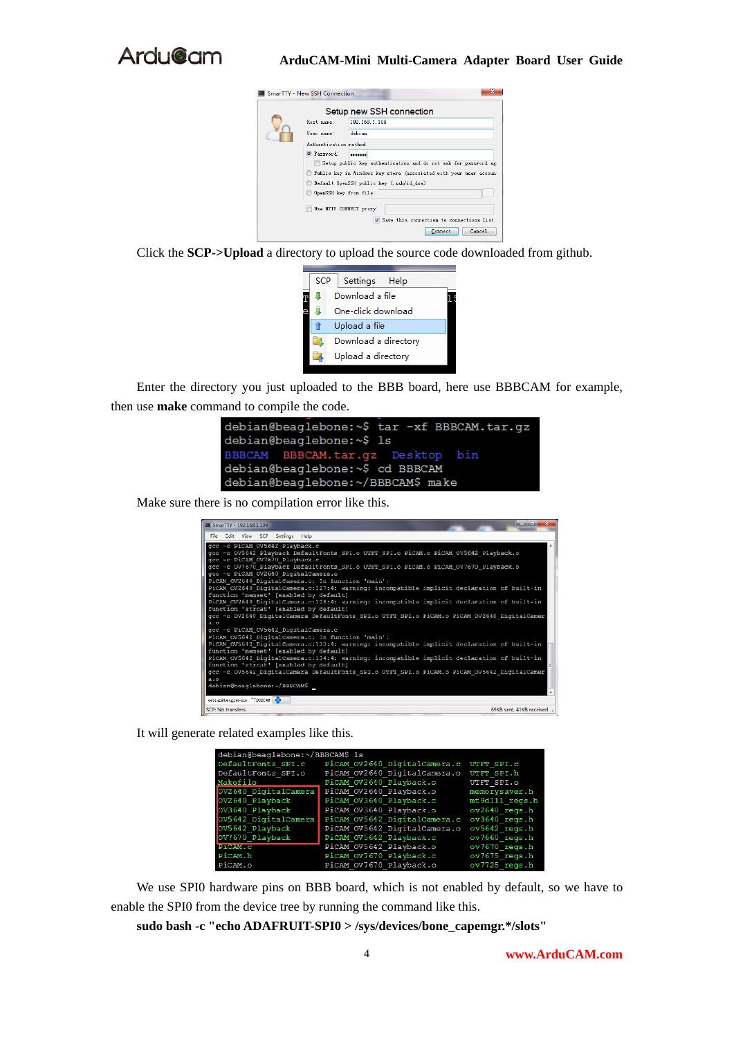Click the **SCP->Upload** a directory to upload the source code downloaded from github.

Enter the directory you just uploaded to the BBB board, here use BBBCAM for example, then use **make** command to compile the code.

```
debian@beaglebone:~$ tar -xf BBBCAM.tar.gz
debian@beaglebone:~$ ls
BBBCAM  BBBCAM.tar.gz  Desktop  bin
debian@beaglebone:~$ cd BBBCAM
debian@beaglebone:~/BBBCAM$ make
```

Make sure there is no compilation error like this.

It will generate related examples like this.

We use SPI0 hardware pins on BBB board, which is not enabled by default, so we have to enable the SPI0 from the device tree by running the command like this.

**sudo bash -c "echo ADAFRUIT-SPI0 > /sys/devices/bone_capemgr.*/slots"**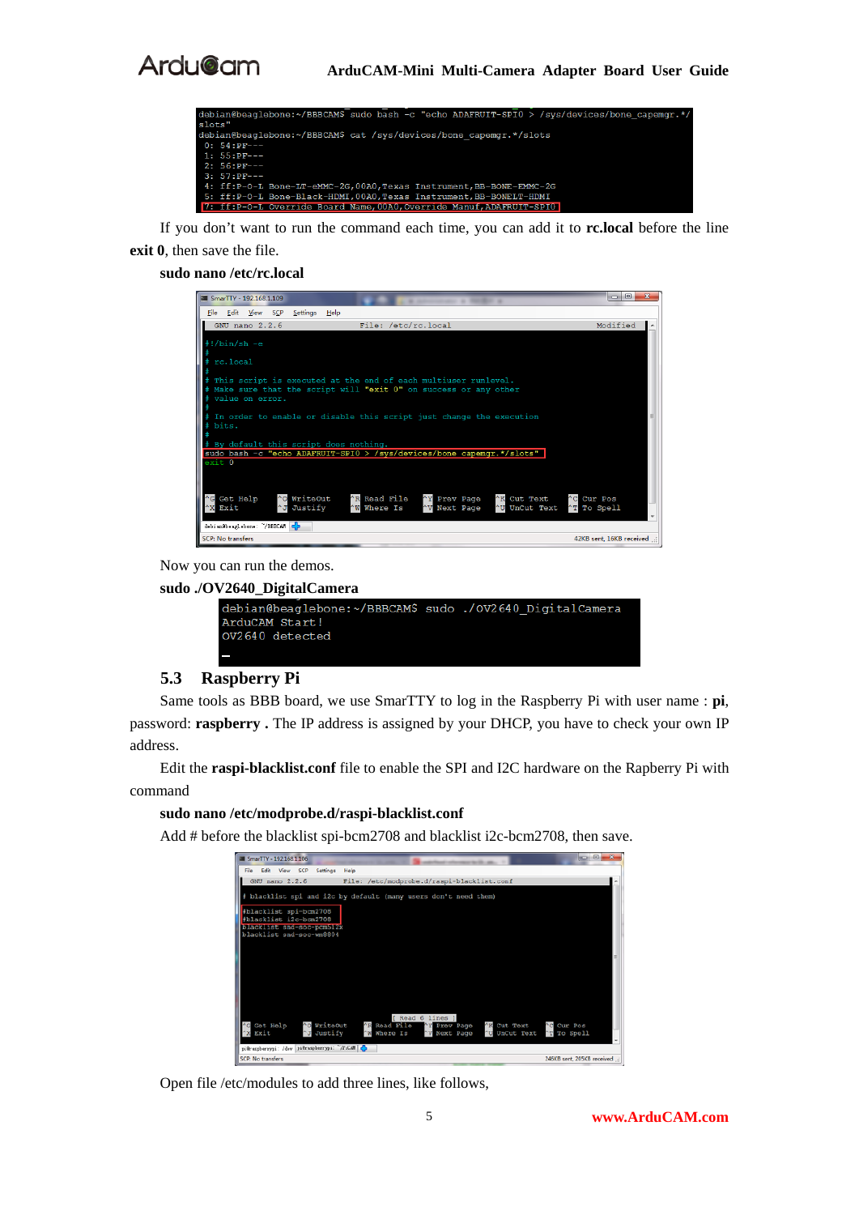```
debian@beaglebone:~/BBBCAM$ sudo bash -c "echo ADAFRUIT-SPI0 > /sys/devices/bone_capemgr.*/
slots"
debian@beaglebone:~/BBBCAM$ cat /sys/devices/bone_capemgr.*/slots
 0: 54:PF---
 1: 55:PF---
 2: 56:PF---
 3: 57:PF---
 4: ff:P-O-L Bone-LT-eMMC-2G,00A0,Texas Instrument,BB-BONE-EMMC-2G
 5: ff:P-O-L Bone-Black-HDMI,00A0,Texas Instrument,BB-BONELT-HDMI
 7: ff:P-O-L Override Board Name,00A0,Override Manuf,ADAFRUIT-SPI0
```

If you don't want to run the command each time, you can add it to **rc.local** before the line **exit 0**, then save the file.

**sudo nano /etc/rc.local**

```
#!/bin/sh -e
#
# rc.local
#
# This script is executed at the end of each multiuser runlevel.
# Make sure that the script will "exit 0" on success or any other
# value on error.
#
# In order to enable or disable this script just change the execution
# bits.
#
# By default this script does nothing.
sudo bash -c "echo ADAFRUIT-SPI0 > /sys/devices/bone_capemgr.*/slots"
exit 0
```

Now you can run the demos.

**sudo ./OV2640_DigitalCamera**

```
debian@beaglebone:~/BBBCAM$ sudo ./OV2640_DigitalCamera
ArduCAM Start!
OV2640 detected
```

## 5.3 Raspberry Pi

Same tools as BBB board, we use SmarTTY to log in the Raspberry Pi with user name : **pi**, password: **raspberry** . The IP address is assigned by your DHCP, you have to check your own IP address.

Edit the **raspi-blacklist.conf** file to enable the SPI and I2C hardware on the Rapberry Pi with command

**sudo nano /etc/modprobe.d/raspi-blacklist.conf**

Add # before the blacklist spi-bcm2708 and blacklist i2c-bcm2708, then save.

```
# blacklist spi and i2c by default (many users don't need them)

#blacklist spi-bcm2708
#blacklist i2c-bcm2708
blacklist snd-soc-pcm512x
blacklist snd-soc-wm8804
```

Open file /etc/modules to add three lines, like follows,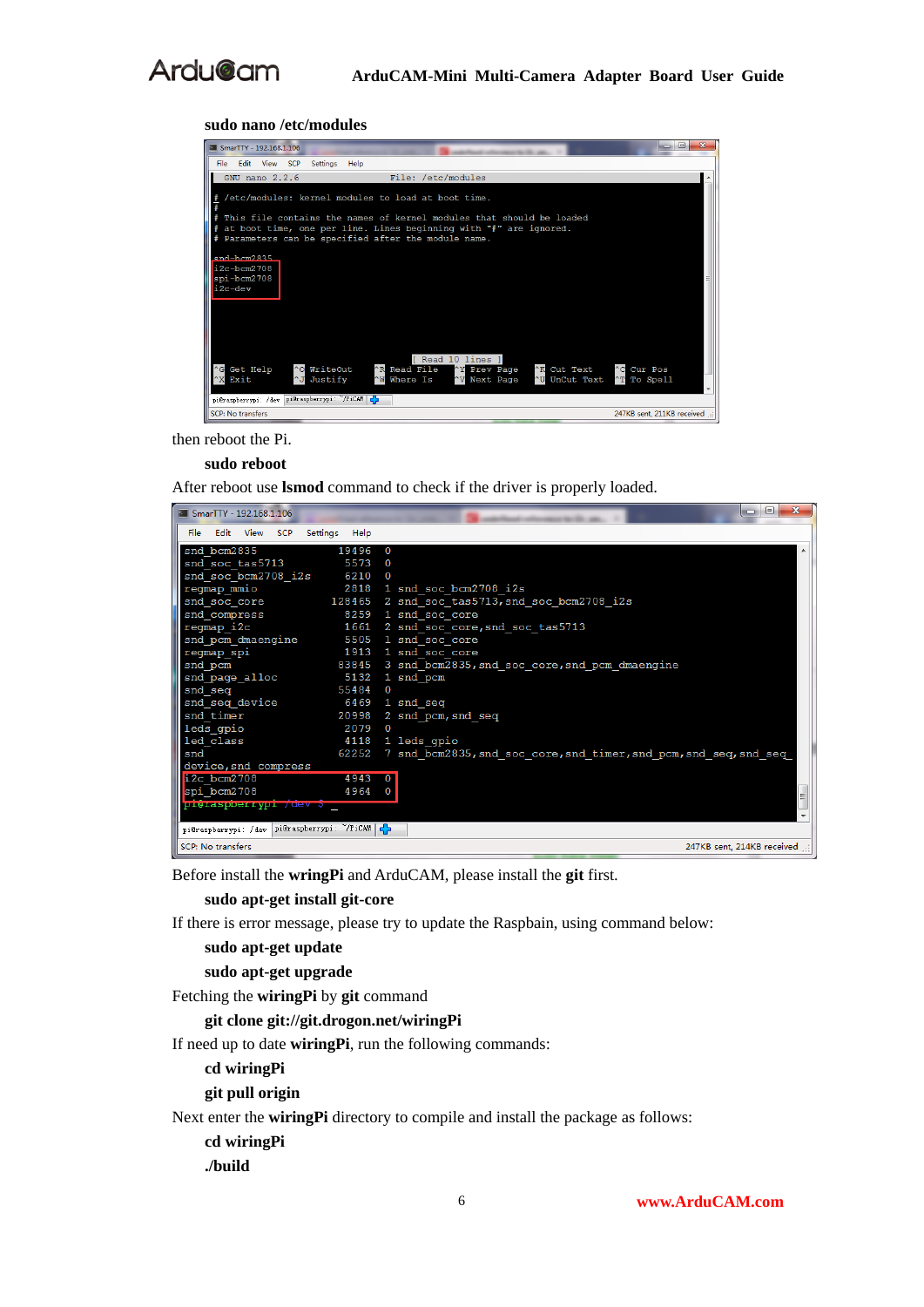**sudo nano /etc/modules**

then reboot the Pi.

**sudo reboot**

After reboot use **lsmod** command to check if the driver is properly loaded.

Before install the **wringPi** and ArduCAM, please install the **git** first.

**sudo apt-get install git-core**

If there is error message, please try to update the Raspbain, using command below:

**sudo apt-get update**

**sudo apt-get upgrade**

Fetching the **wiringPi** by **git** command

**git clone git://git.drogon.net/wiringPi**

If need up to date **wiringPi**, run the following commands:

**cd wiringPi**

**git pull origin**

Next enter the **wiringPi** directory to compile and install the package as follows:

**cd wiringPi**

**./build**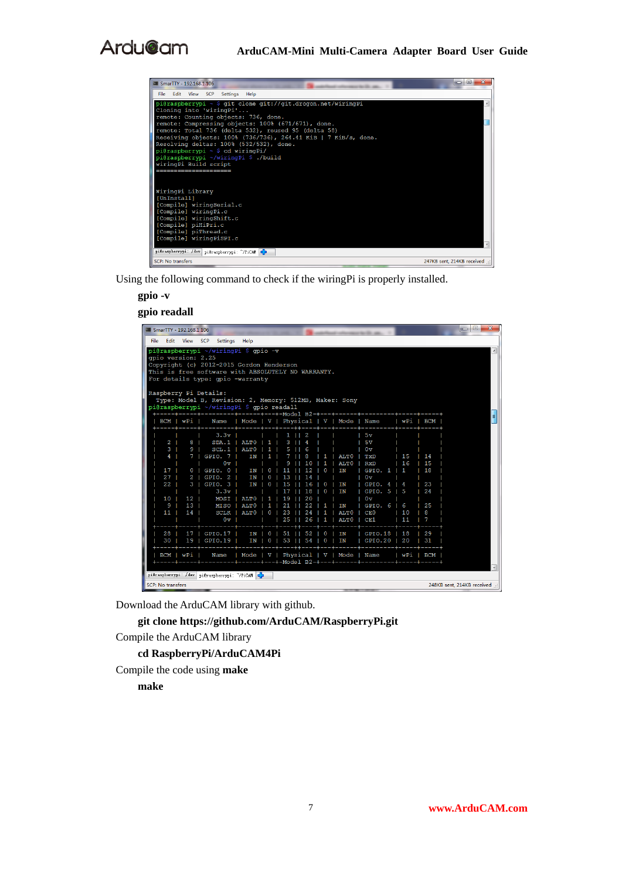```
pi@raspberrypi ~ $ git clone git://git.drogon.net/wiringPi
Cloning into 'wiringPi'...
remote: Counting objects: 736, done.
remote: Compressing objects: 100% (671/671), done.
remote: Total 736 (delta 532), reused 95 (delta 58)
Receiving objects: 100% (736/736), 264.41 KiB | 7 KiB/s, done.
Resolving deltas: 100% (532/532), done.
pi@raspberrypi ~ $ cd wiringPi/
pi@raspberrypi ~/wiringPi $ ./build
wiringPi Build script
=====================


WiringPi Library
[UnInstall]
[Compile] wiringSerial.c
[Compile] wiringPi.c
[Compile] wiringShift.c
[Compile] piHiPri.c
[Compile] piThread.c
[Compile] wiringPiSPI.c
```

Using the following command to check if the wiringPi is properly installed.

**gpio -v**

**gpio readall**

```
pi@raspberrypi ~/wiringPi $ gpio -v
gpio version: 2.25
Copyright (c) 2012-2015 Gordon Henderson
This is free software with ABSOLUTELY NO WARRANTY.
For details type: gpio -warranty

Raspberry Pi Details:
  Type: Model B, Revision: 2, Memory: 512MB, Maker: Sony
pi@raspberrypi ~/wiringPi $ gpio readall
 +-----+-----+---------+------+---+-Model B2-+---+------+---------+-----+-----+
 | BCM | wPi |   Name  | Mode | V | Physical | V | Mode | Name    | wPi | BCM |
 +-----+-----+---------+------+---+----++----+---+------+---------+-----+-----+
 |     |     |    3.3v |      |   |  1 || 2  |   |      | 5v      |     |     |
 |   2 |   8 |   SDA.1 | ALT0 | 1 |  3 || 4  |   |      | 5V      |     |     |
 |   3 |   9 |   SCL.1 | ALT0 | 1 |  5 || 6  |   |      | 0v      |     |     |
 |   4 |   7 | GPIO. 7 |   IN | 1 |  7 || 8  | 1 | ALT0 | TxD     | 15  | 14  |
 |     |     |      0v |      |   |  9 || 10 | 1 | ALT0 | RxD     | 16  | 15  |
 |  17 |   0 | GPIO. 0 |   IN | 0 | 11 || 12 | 0 | IN   | GPIO. 1 | 1   | 18  |
 |  27 |   2 | GPIO. 2 |   IN | 0 | 13 || 14 |   |      | 0v      |     |     |
 |  22 |   3 | GPIO. 3 |   IN | 0 | 15 || 16 | 0 | IN   | GPIO. 4 | 4   | 23  |
 |     |     |    3.3v |      |   | 17 || 18 | 0 | IN   | GPIO. 5 | 5   | 24  |
 |  10 |  12 |    MOSI | ALT0 | 1 | 19 || 20 |   |      | 0v      |     |     |
 |   9 |  13 |    MISO | ALT0 | 1 | 21 || 22 | 1 | IN   | GPIO. 6 | 6   | 25  |
 |  11 |  14 |    SCLK | ALT0 | 0 | 23 || 24 | 1 | ALT0 | CE0     | 10  | 8   |
 |     |     |      0v |      |   | 25 || 26 | 1 | ALT0 | CE1     | 11  | 7   |
 +-----+-----+---------+------+---+----++----+---+------+---------+-----+-----+
 |  28 |  17 | GPIO.17 |   IN | 0 | 51 || 52 | 0 | IN   | GPIO.18 | 18  | 29  |
 |  30 |  19 | GPIO.19 |   IN | 0 | 53 || 54 | 0 | IN   | GPIO.20 | 20  | 31  |
 +-----+-----+---------+------+---+----++----+---+------+---------+-----+-----+
 | BCM | wPi |   Name  | Mode | V | Physical | V | Mode | Name    | wPi | BCM |
 +-----+-----+---------+------+---+-Model B2-+---+------+---------+-----+-----+
```

Download the ArduCAM library with github.

**git clone https://github.com/ArduCAM/RaspberryPi.git**

Compile the ArduCAM library

**cd RaspberryPi/ArduCAM4Pi**

Compile the code using **make**

**make**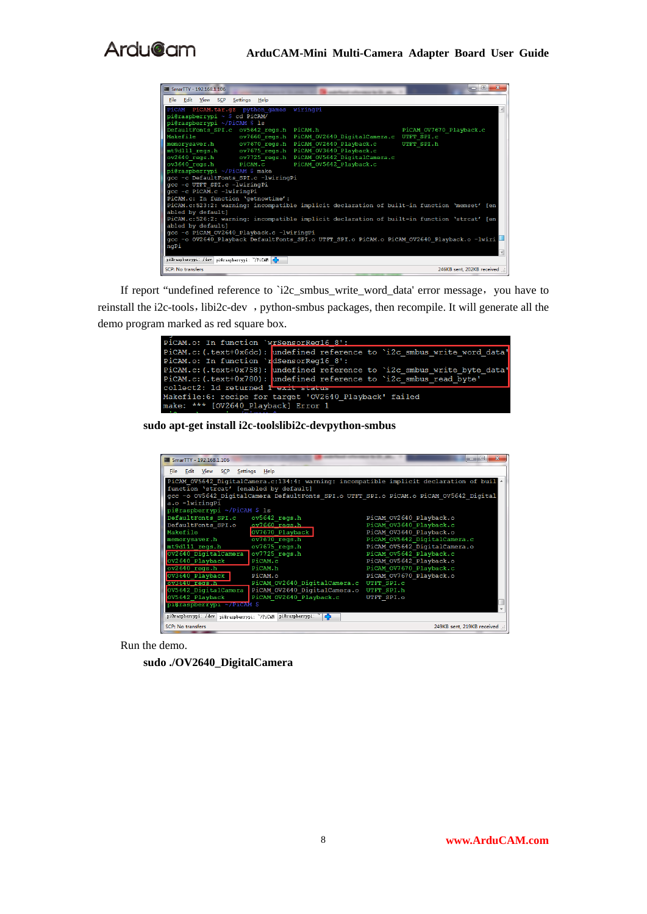If report "undefined reference to `i2c_smbus_write_word_data' error message, you have to reinstall the i2c-tools, libi2c-dev , python-smbus packages, then recompile. It will generate all the demo program marked as red square box.

**sudo apt-get install i2c-toolslibi2c-devpython-smbus**

Run the demo.

**sudo ./OV2640_DigitalCamera**